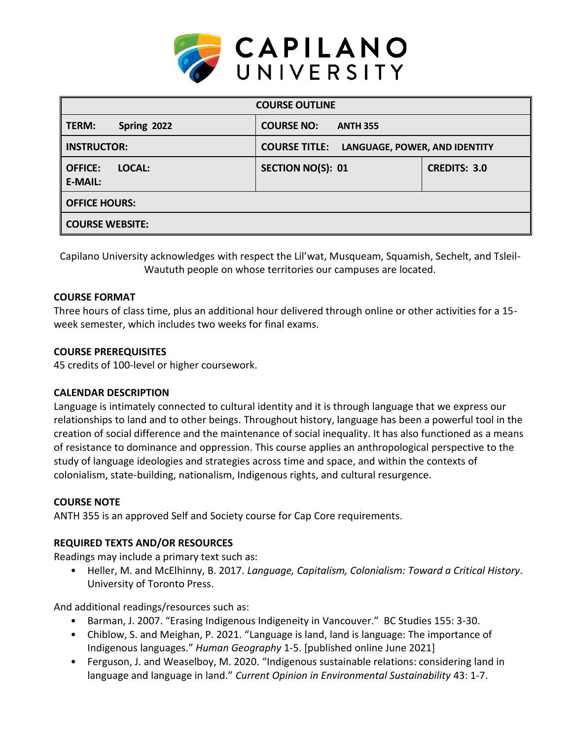# CAPILANO UNIVERSITY

| COURSE OUTLINE | | |
|---|---|---|
| **TERM:** Spring 2022 | **COURSE NO:** ANTH 355 | |
| **INSTRUCTOR:** | **COURSE TITLE:** LANGUAGE, POWER, AND IDENTITY | |
| **OFFICE:** **LOCAL:** **E-MAIL:** | **SECTION NO(S):** 01 | **CREDITS:** 3.0 |
| **OFFICE HOURS:** | | |
| **COURSE WEBSITE:** | | |

Capilano University acknowledges with respect the Lil'wat, Musqueam, Squamish, Sechelt, and Tsleil-Waututh people on whose territories our campuses are located.

### COURSE FORMAT

Three hours of class time, plus an additional hour delivered through online or other activities for a 15-week semester, which includes two weeks for final exams.

### COURSE PREREQUISITES

45 credits of 100-level or higher coursework.

### CALENDAR DESCRIPTION

Language is intimately connected to cultural identity and it is through language that we express our relationships to land and to other beings. Throughout history, language has been a powerful tool in the creation of social difference and the maintenance of social inequality. It has also functioned as a means of resistance to dominance and oppression. This course applies an anthropological perspective to the study of language ideologies and strategies across time and space, and within the contexts of colonialism, state-building, nationalism, Indigenous rights, and cultural resurgence.

### COURSE NOTE

ANTH 355 is an approved Self and Society course for Cap Core requirements.

### REQUIRED TEXTS AND/OR RESOURCES

Readings may include a primary text such as:

- Heller, M. and McElhinny, B. 2017. *Language, Capitalism, Colonialism: Toward a Critical History*. University of Toronto Press.

And additional readings/resources such as:

- Barman, J. 2007. "Erasing Indigenous Indigeneity in Vancouver." BC Studies 155: 3-30.
- Chiblow, S. and Meighan, P. 2021. "Language is land, land is language: The importance of Indigenous languages." *Human Geography* 1-5. [published online June 2021]
- Ferguson, J. and Weaselboy, M. 2020. "Indigenous sustainable relations: considering land in language and language in land." *Current Opinion in Environmental Sustainability* 43: 1-7.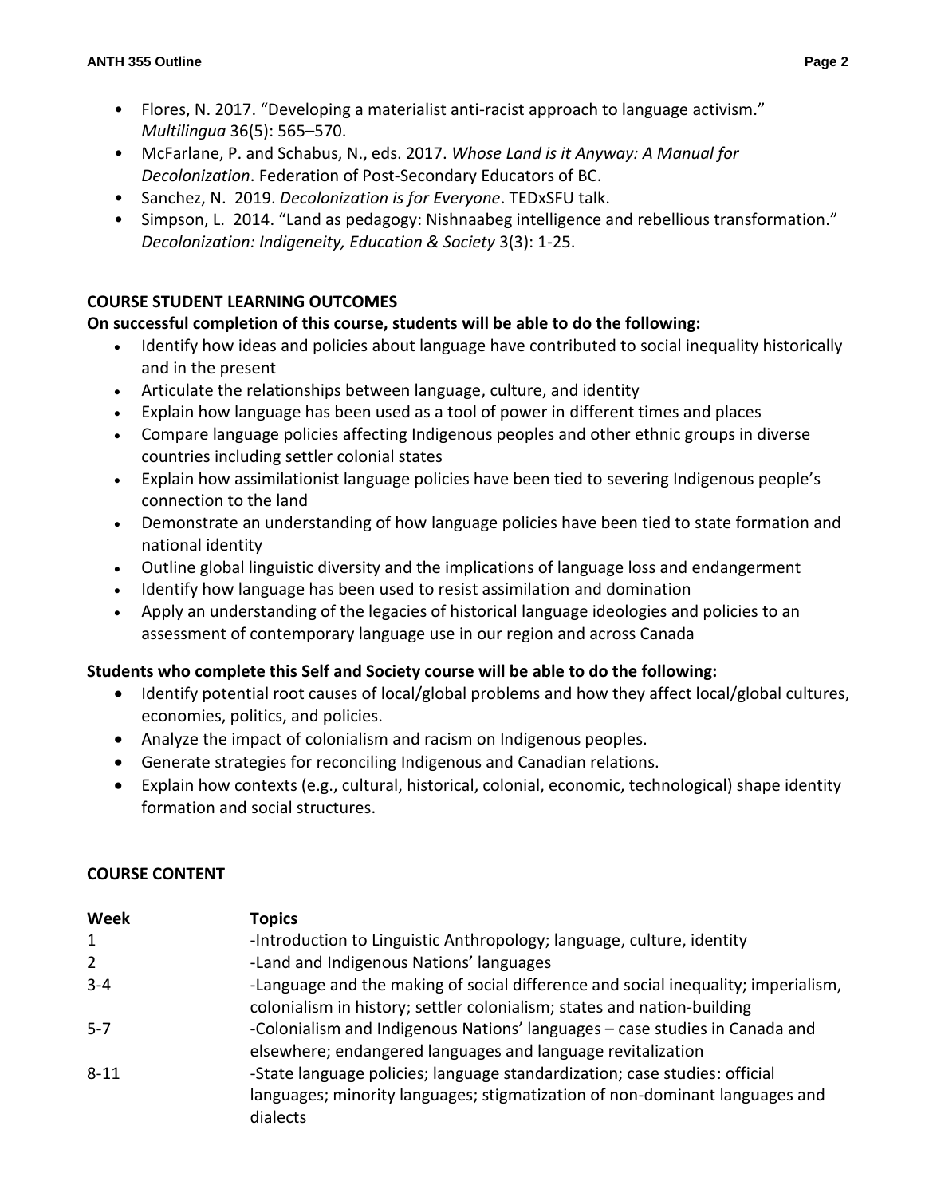- Flores, N. 2017. "Developing a materialist anti-racist approach to language activism." *Multilingua* 36(5): 565–570.
- McFarlane, P. and Schabus, N., eds. 2017. *Whose Land is it Anyway: A Manual for Decolonization*. Federation of Post-Secondary Educators of BC.
- Sanchez, N. 2019. *Decolonization is for Everyone*. TEDxSFU talk.
- Simpson, L. 2014. "Land as pedagogy: Nishnaabeg intelligence and rebellious transformation." *Decolonization: Indigeneity, Education & Society* 3(3): 1-25.

## COURSE STUDENT LEARNING OUTCOMES

**On successful completion of this course, students will be able to do the following:**

- Identify how ideas and policies about language have contributed to social inequality historically and in the present
- Articulate the relationships between language, culture, and identity
- Explain how language has been used as a tool of power in different times and places
- Compare language policies affecting Indigenous peoples and other ethnic groups in diverse countries including settler colonial states
- Explain how assimilationist language policies have been tied to severing Indigenous people's connection to the land
- Demonstrate an understanding of how language policies have been tied to state formation and national identity
- Outline global linguistic diversity and the implications of language loss and endangerment
- Identify how language has been used to resist assimilation and domination
- Apply an understanding of the legacies of historical language ideologies and policies to an assessment of contemporary language use in our region and across Canada

**Students who complete this Self and Society course will be able to do the following:**

- Identify potential root causes of local/global problems and how they affect local/global cultures, economies, politics, and policies.
- Analyze the impact of colonialism and racism on Indigenous peoples.
- Generate strategies for reconciling Indigenous and Canadian relations.
- Explain how contexts (e.g., cultural, historical, colonial, economic, technological) shape identity formation and social structures.

## COURSE CONTENT

| Week | Topics |
|---|---|
| 1 | -Introduction to Linguistic Anthropology; language, culture, identity |
| 2 | -Land and Indigenous Nations' languages |
| 3-4 | -Language and the making of social difference and social inequality; imperialism, colonialism in history; settler colonialism; states and nation-building |
| 5-7 | -Colonialism and Indigenous Nations' languages – case studies in Canada and elsewhere; endangered languages and language revitalization |
| 8-11 | -State language policies; language standardization; case studies: official languages; minority languages; stigmatization of non-dominant languages and dialects |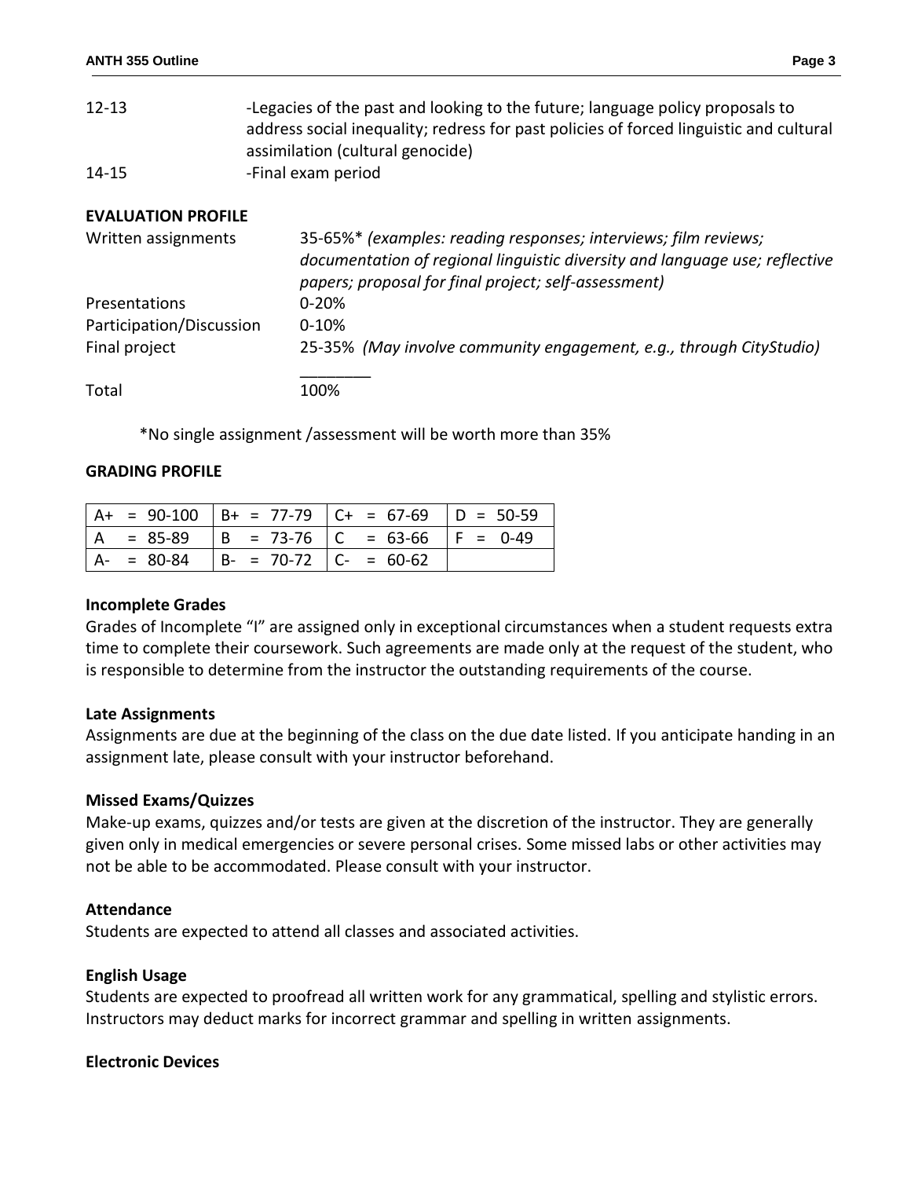| | |
|---|---|
| 12-13 | -Legacies of the past and looking to the future; language policy proposals to address social inequality; redress for past policies of forced linguistic and cultural assimilation (cultural genocide) |
| 14-15 | -Final exam period |

**EVALUATION PROFILE**

| | |
|---|---|
| Written assignments | 35-65%* *(examples: reading responses; interviews; film reviews; documentation of regional linguistic diversity and language use; reflective papers; proposal for final project; self-assessment)* |
| Presentations | 0-20% |
| Participation/Discussion | 0-10% |
| Final project | 25-35% *(May involve community engagement, e.g., through CityStudio)* |
| Total | 100% |

*No single assignment /assessment will be worth more than 35%

**GRADING PROFILE**

| | | | |
|---|---|---|---|
| A+ = 90-100 | B+ = 77-79 | C+ = 67-69 | D = 50-59 |
| A = 85-89 | B = 73-76 | C = 63-66 | F = 0-49 |
| A- = 80-84 | B- = 70-72 | C- = 60-62 | |

**Incomplete Grades**

Grades of Incomplete "I" are assigned only in exceptional circumstances when a student requests extra time to complete their coursework. Such agreements are made only at the request of the student, who is responsible to determine from the instructor the outstanding requirements of the course.

**Late Assignments**

Assignments are due at the beginning of the class on the due date listed. If you anticipate handing in an assignment late, please consult with your instructor beforehand.

**Missed Exams/Quizzes**

Make-up exams, quizzes and/or tests are given at the discretion of the instructor. They are generally given only in medical emergencies or severe personal crises. Some missed labs or other activities may not be able to be accommodated. Please consult with your instructor.

**Attendance**

Students are expected to attend all classes and associated activities.

**English Usage**

Students are expected to proofread all written work for any grammatical, spelling and stylistic errors. Instructors may deduct marks for incorrect grammar and spelling in written assignments.

**Electronic Devices**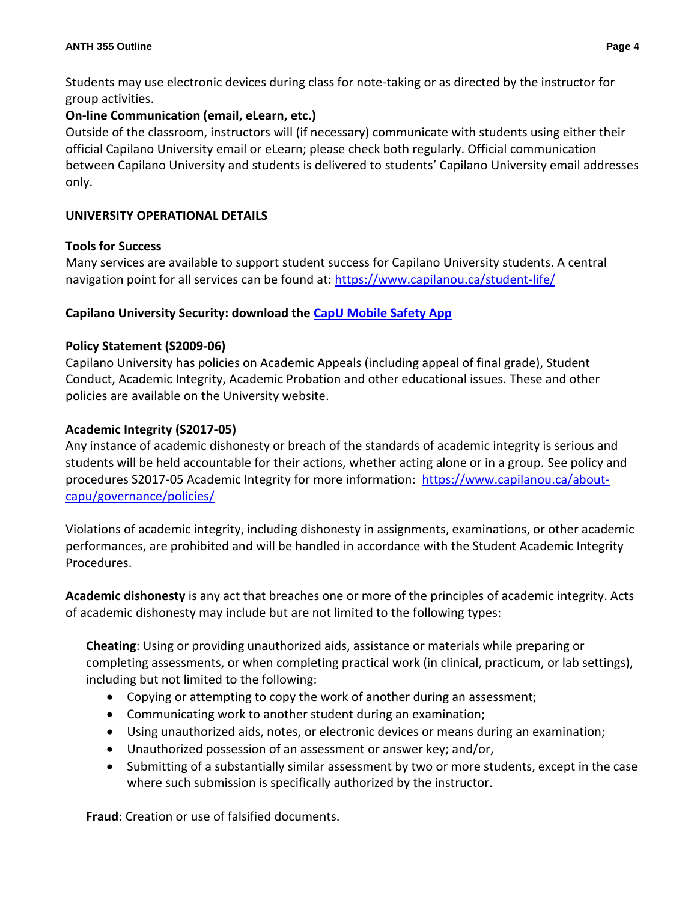Students may use electronic devices during class for note-taking or as directed by the instructor for group activities.

**On-line Communication (email, eLearn, etc.)**

Outside of the classroom, instructors will (if necessary) communicate with students using either their official Capilano University email or eLearn; please check both regularly. Official communication between Capilano University and students is delivered to students' Capilano University email addresses only.

## UNIVERSITY OPERATIONAL DETAILS

**Tools for Success**

Many services are available to support student success for Capilano University students. A central navigation point for all services can be found at: [https://www.capilanou.ca/student-life/](https://www.capilanou.ca/student-life/)

**Capilano University Security: download the [CapU Mobile Safety App](#)**

**Policy Statement (S2009-06)**

Capilano University has policies on Academic Appeals (including appeal of final grade), Student Conduct, Academic Integrity, Academic Probation and other educational issues. These and other policies are available on the University website.

**Academic Integrity (S2017-05)**

Any instance of academic dishonesty or breach of the standards of academic integrity is serious and students will be held accountable for their actions, whether acting alone or in a group. See policy and procedures S2017-05 Academic Integrity for more information: [https://www.capilanou.ca/about-capu/governance/policies/](https://www.capilanou.ca/about-capu/governance/policies/)

Violations of academic integrity, including dishonesty in assignments, examinations, or other academic performances, are prohibited and will be handled in accordance with the Student Academic Integrity Procedures.

**Academic dishonesty** is any act that breaches one or more of the principles of academic integrity. Acts of academic dishonesty may include but are not limited to the following types:

**Cheating**: Using or providing unauthorized aids, assistance or materials while preparing or completing assessments, or when completing practical work (in clinical, practicum, or lab settings), including but not limited to the following:

- Copying or attempting to copy the work of another during an assessment;
- Communicating work to another student during an examination;
- Using unauthorized aids, notes, or electronic devices or means during an examination;
- Unauthorized possession of an assessment or answer key; and/or,
- Submitting of a substantially similar assessment by two or more students, except in the case where such submission is specifically authorized by the instructor.

**Fraud**: Creation or use of falsified documents.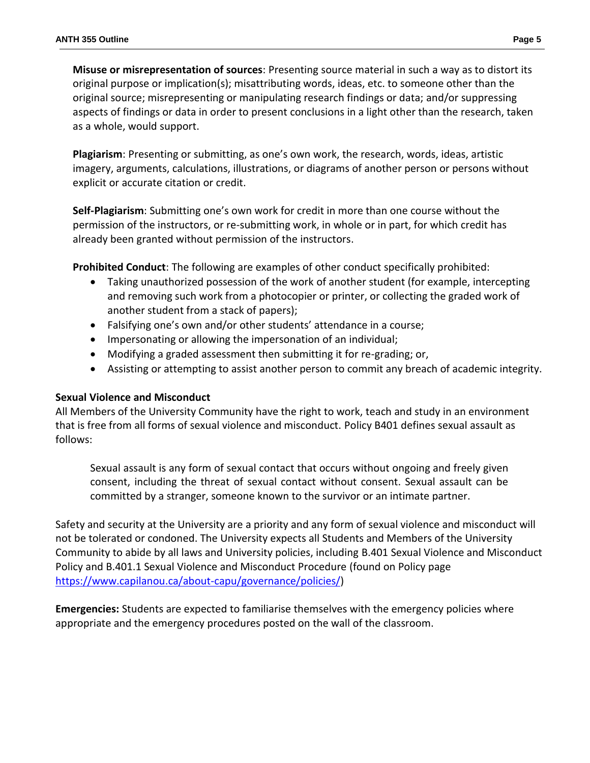**Misuse or misrepresentation of sources**: Presenting source material in such a way as to distort its original purpose or implication(s); misattributing words, ideas, etc. to someone other than the original source; misrepresenting or manipulating research findings or data; and/or suppressing aspects of findings or data in order to present conclusions in a light other than the research, taken as a whole, would support.

**Plagiarism**: Presenting or submitting, as one's own work, the research, words, ideas, artistic imagery, arguments, calculations, illustrations, or diagrams of another person or persons without explicit or accurate citation or credit.

**Self-Plagiarism**: Submitting one's own work for credit in more than one course without the permission of the instructors, or re-submitting work, in whole or in part, for which credit has already been granted without permission of the instructors.

**Prohibited Conduct**: The following are examples of other conduct specifically prohibited:

- Taking unauthorized possession of the work of another student (for example, intercepting and removing such work from a photocopier or printer, or collecting the graded work of another student from a stack of papers);
- Falsifying one's own and/or other students' attendance in a course;
- Impersonating or allowing the impersonation of an individual;
- Modifying a graded assessment then submitting it for re-grading; or,
- Assisting or attempting to assist another person to commit any breach of academic integrity.

**Sexual Violence and Misconduct**

All Members of the University Community have the right to work, teach and study in an environment that is free from all forms of sexual violence and misconduct. Policy B401 defines sexual assault as follows:

> Sexual assault is any form of sexual contact that occurs without ongoing and freely given consent, including the threat of sexual contact without consent. Sexual assault can be committed by a stranger, someone known to the survivor or an intimate partner.

Safety and security at the University are a priority and any form of sexual violence and misconduct will not be tolerated or condoned. The University expects all Students and Members of the University Community to abide by all laws and University policies, including B.401 Sexual Violence and Misconduct Policy and B.401.1 Sexual Violence and Misconduct Procedure (found on Policy page https://www.capilanou.ca/about-capu/governance/policies/)

**Emergencies:** Students are expected to familiarise themselves with the emergency policies where appropriate and the emergency procedures posted on the wall of the classroom.